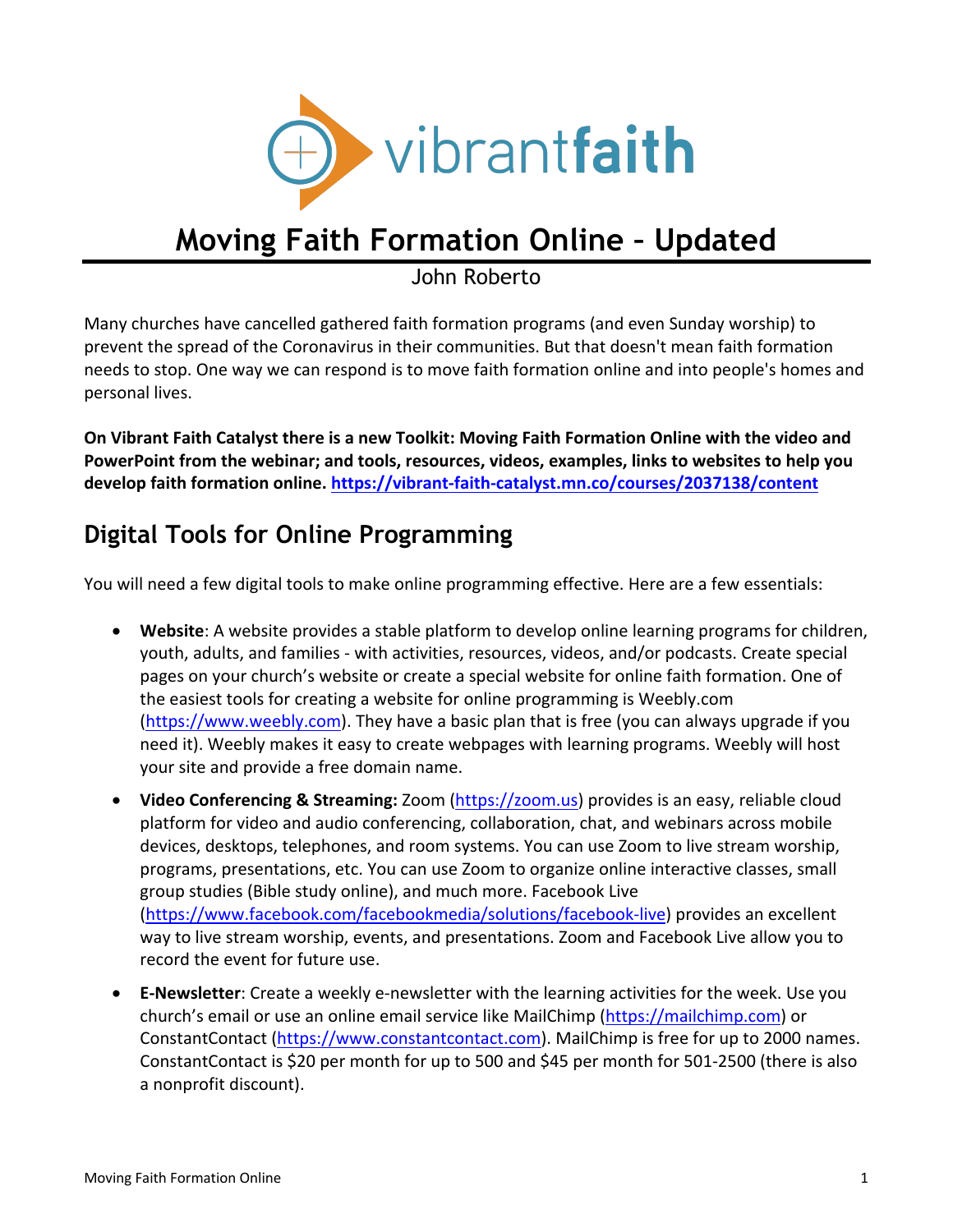vibrantfaith

# Moving Faith Formation Online – Updated

John Roberto

Many churches have cancelled gathered faith formation programs (and even Sunday worship) to prevent the spread of the Coronavirus in their communities. But that doesn't mean faith formation needs to stop. One way we can respond is to move faith formation online and into people's homes and personal lives.

**On Vibrant Faith Catalyst there is a new Toolkit: Moving Faith Formation Online with the video and PowerPoint from the webinar; and tools, resources, videos, examples, links to websites to help you develop faith formation online. https://vibrant-faith-catalyst.mn.co/courses/2037138/content**

## Digital Tools for Online Programming

You will need a few digital tools to make online programming effective. Here are a few essentials:

- **Website**: A website provides a stable platform to develop online learning programs for children, youth, adults, and families - with activities, resources, videos, and/or podcasts. Create special pages on your church's website or create a special website for online faith formation. One of the easiest tools for creating a website for online programming is Weebly.com (https://www.weebly.com). They have a basic plan that is free (you can always upgrade if you need it). Weebly makes it easy to create webpages with learning programs. Weebly will host your site and provide a free domain name.
- **Video Conferencing & Streaming:** Zoom (https://zoom.us) provides is an easy, reliable cloud platform for video and audio conferencing, collaboration, chat, and webinars across mobile devices, desktops, telephones, and room systems. You can use Zoom to live stream worship, programs, presentations, etc. You can use Zoom to organize online interactive classes, small group studies (Bible study online), and much more. Facebook Live (https://www.facebook.com/facebookmedia/solutions/facebook-live) provides an excellent way to live stream worship, events, and presentations. Zoom and Facebook Live allow you to record the event for future use.
- **E-Newsletter**: Create a weekly e-newsletter with the learning activities for the week. Use you church's email or use an online email service like MailChimp (https://mailchimp.com) or ConstantContact (https://www.constantcontact.com). MailChimp is free for up to 2000 names. ConstantContact is $20 per month for up to 500 and $45 per month for 501-2500 (there is also a nonprofit discount).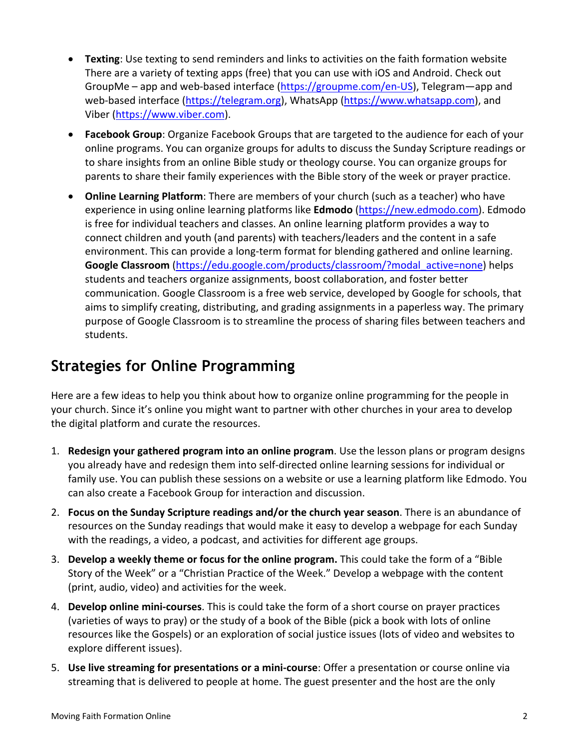- **Texting**: Use texting to send reminders and links to activities on the faith formation website There are a variety of texting apps (free) that you can use with iOS and Android. Check out GroupMe – app and web-based interface (https://groupme.com/en-US), Telegram—app and web-based interface (https://telegram.org), WhatsApp (https://www.whatsapp.com), and Viber (https://www.viber.com).
- **Facebook Group**: Organize Facebook Groups that are targeted to the audience for each of your online programs. You can organize groups for adults to discuss the Sunday Scripture readings or to share insights from an online Bible study or theology course. You can organize groups for parents to share their family experiences with the Bible story of the week or prayer practice.
- **Online Learning Platform**: There are members of your church (such as a teacher) who have experience in using online learning platforms like **Edmodo** (https://new.edmodo.com). Edmodo is free for individual teachers and classes. An online learning platform provides a way to connect children and youth (and parents) with teachers/leaders and the content in a safe environment. This can provide a long-term format for blending gathered and online learning. **Google Classroom** (https://edu.google.com/products/classroom/?modal_active=none) helps students and teachers organize assignments, boost collaboration, and foster better communication. Google Classroom is a free web service, developed by Google for schools, that aims to simplify creating, distributing, and grading assignments in a paperless way. The primary purpose of Google Classroom is to streamline the process of sharing files between teachers and students.

## Strategies for Online Programming

Here are a few ideas to help you think about how to organize online programming for the people in your church. Since it's online you might want to partner with other churches in your area to develop the digital platform and curate the resources.

1. **Redesign your gathered program into an online program**. Use the lesson plans or program designs you already have and redesign them into self-directed online learning sessions for individual or family use. You can publish these sessions on a website or use a learning platform like Edmodo. You can also create a Facebook Group for interaction and discussion.
2. **Focus on the Sunday Scripture readings and/or the church year season**. There is an abundance of resources on the Sunday readings that would make it easy to develop a webpage for each Sunday with the readings, a video, a podcast, and activities for different age groups.
3. **Develop a weekly theme or focus for the online program.** This could take the form of a "Bible Story of the Week" or a "Christian Practice of the Week." Develop a webpage with the content (print, audio, video) and activities for the week.
4. **Develop online mini-courses**. This is could take the form of a short course on prayer practices (varieties of ways to pray) or the study of a book of the Bible (pick a book with lots of online resources like the Gospels) or an exploration of social justice issues (lots of video and websites to explore different issues).
5. **Use live streaming for presentations or a mini-course**: Offer a presentation or course online via streaming that is delivered to people at home. The guest presenter and the host are the only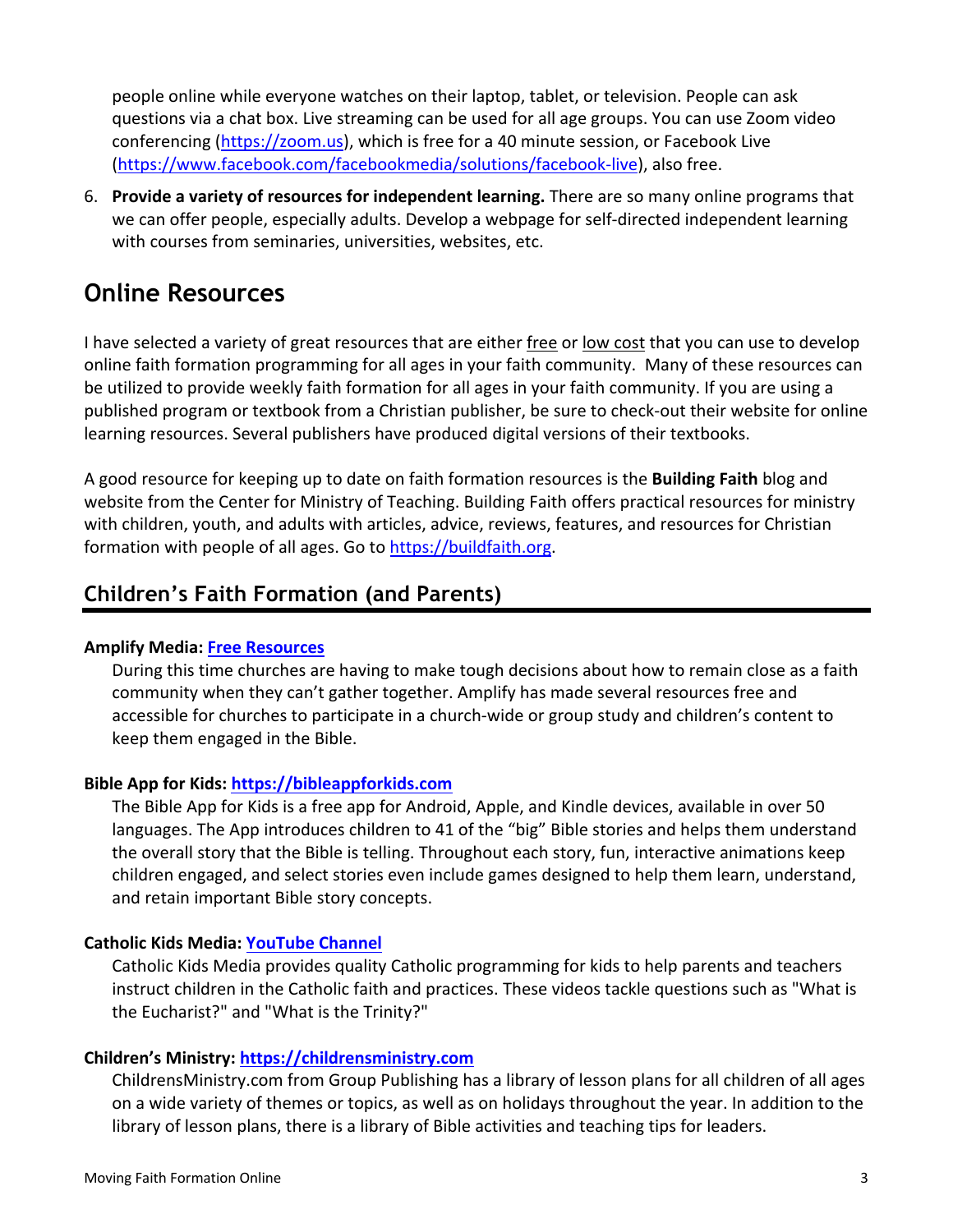people online while everyone watches on their laptop, tablet, or television. People can ask questions via a chat box. Live streaming can be used for all age groups. You can use Zoom video conferencing (https://zoom.us), which is free for a 40 minute session, or Facebook Live (https://www.facebook.com/facebookmedia/solutions/facebook-live), also free.

6. **Provide a variety of resources for independent learning.** There are so many online programs that we can offer people, especially adults. Develop a webpage for self-directed independent learning with courses from seminaries, universities, websites, etc.

# Online Resources

I have selected a variety of great resources that are either free or low cost that you can use to develop online faith formation programming for all ages in your faith community. Many of these resources can be utilized to provide weekly faith formation for all ages in your faith community. If you are using a published program or textbook from a Christian publisher, be sure to check-out their website for online learning resources. Several publishers have produced digital versions of their textbooks.

A good resource for keeping up to date on faith formation resources is the **Building Faith** blog and website from the Center for Ministry of Teaching. Building Faith offers practical resources for ministry with children, youth, and adults with articles, advice, reviews, features, and resources for Christian formation with people of all ages. Go to https://buildfaith.org.

## Children's Faith Formation (and Parents)

**Amplify Media: Free Resources**

During this time churches are having to make tough decisions about how to remain close as a faith community when they can't gather together. Amplify has made several resources free and accessible for churches to participate in a church-wide or group study and children's content to keep them engaged in the Bible.

**Bible App for Kids: https://bibleappforkids.com**

The Bible App for Kids is a free app for Android, Apple, and Kindle devices, available in over 50 languages. The App introduces children to 41 of the "big" Bible stories and helps them understand the overall story that the Bible is telling. Throughout each story, fun, interactive animations keep children engaged, and select stories even include games designed to help them learn, understand, and retain important Bible story concepts.

**Catholic Kids Media: YouTube Channel**

Catholic Kids Media provides quality Catholic programming for kids to help parents and teachers instruct children in the Catholic faith and practices. These videos tackle questions such as "What is the Eucharist?" and "What is the Trinity?"

**Children's Ministry: https://childrensministry.com**

ChildrensMinistry.com from Group Publishing has a library of lesson plans for all children of all ages on a wide variety of themes or topics, as well as on holidays throughout the year. In addition to the library of lesson plans, there is a library of Bible activities and teaching tips for leaders.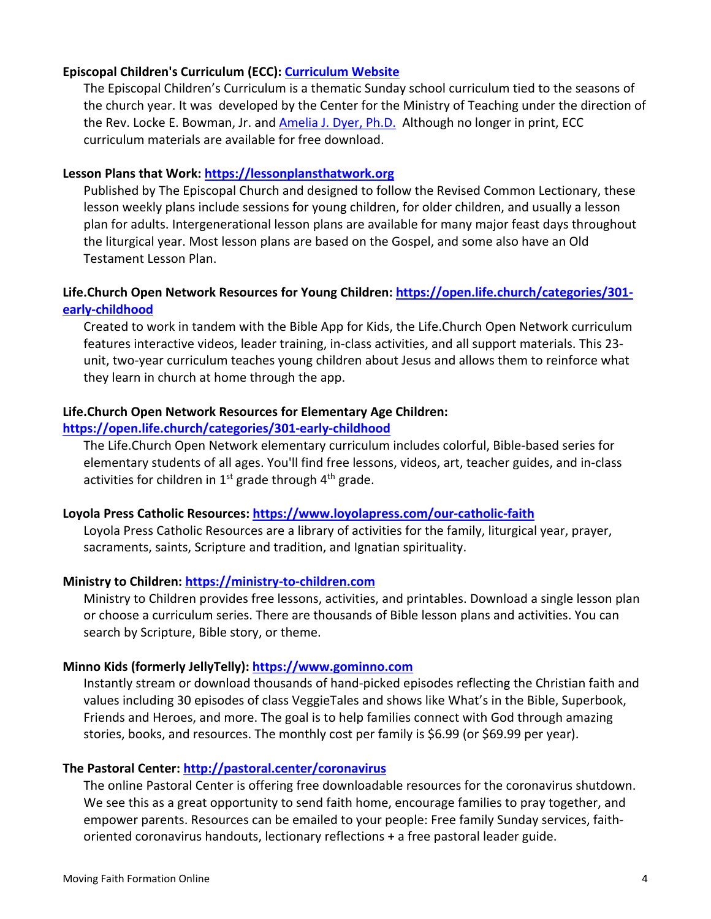**Episcopal Children's Curriculum (ECC): Curriculum Website**

The Episcopal Children's Curriculum is a thematic Sunday school curriculum tied to the seasons of the church year. It was developed by the Center for the Ministry of Teaching under the direction of the Rev. Locke E. Bowman, Jr. and Amelia J. Dyer, Ph.D. Although no longer in print, ECC curriculum materials are available for free download.

**Lesson Plans that Work: https://lessonplansthatwork.org**

Published by The Episcopal Church and designed to follow the Revised Common Lectionary, these lesson weekly plans include sessions for young children, for older children, and usually a lesson plan for adults. Intergenerational lesson plans are available for many major feast days throughout the liturgical year. Most lesson plans are based on the Gospel, and some also have an Old Testament Lesson Plan.

**Life.Church Open Network Resources for Young Children: https://open.life.church/categories/301-early-childhood**

Created to work in tandem with the Bible App for Kids, the Life.Church Open Network curriculum features interactive videos, leader training, in-class activities, and all support materials. This 23-unit, two-year curriculum teaches young children about Jesus and allows them to reinforce what they learn in church at home through the app.

**Life.Church Open Network Resources for Elementary Age Children: https://open.life.church/categories/301-early-childhood**

The Life.Church Open Network elementary curriculum includes colorful, Bible-based series for elementary students of all ages. You'll find free lessons, videos, art, teacher guides, and in-class activities for children in 1st grade through 4th grade.

**Loyola Press Catholic Resources: https://www.loyolapress.com/our-catholic-faith**

Loyola Press Catholic Resources are a library of activities for the family, liturgical year, prayer, sacraments, saints, Scripture and tradition, and Ignatian spirituality.

**Ministry to Children: https://ministry-to-children.com**

Ministry to Children provides free lessons, activities, and printables. Download a single lesson plan or choose a curriculum series. There are thousands of Bible lesson plans and activities. You can search by Scripture, Bible story, or theme.

**Minno Kids (formerly JellyTelly): https://www.gominno.com**

Instantly stream or download thousands of hand-picked episodes reflecting the Christian faith and values including 30 episodes of class VeggieTales and shows like What's in the Bible, Superbook, Friends and Heroes, and more. The goal is to help families connect with God through amazing stories, books, and resources. The monthly cost per family is $6.99 (or $69.99 per year).

**The Pastoral Center: http://pastoral.center/coronavirus**

The online Pastoral Center is offering free downloadable resources for the coronavirus shutdown. We see this as a great opportunity to send faith home, encourage families to pray together, and empower parents. Resources can be emailed to your people: Free family Sunday services, faith-oriented coronavirus handouts, lectionary reflections + a free pastoral leader guide.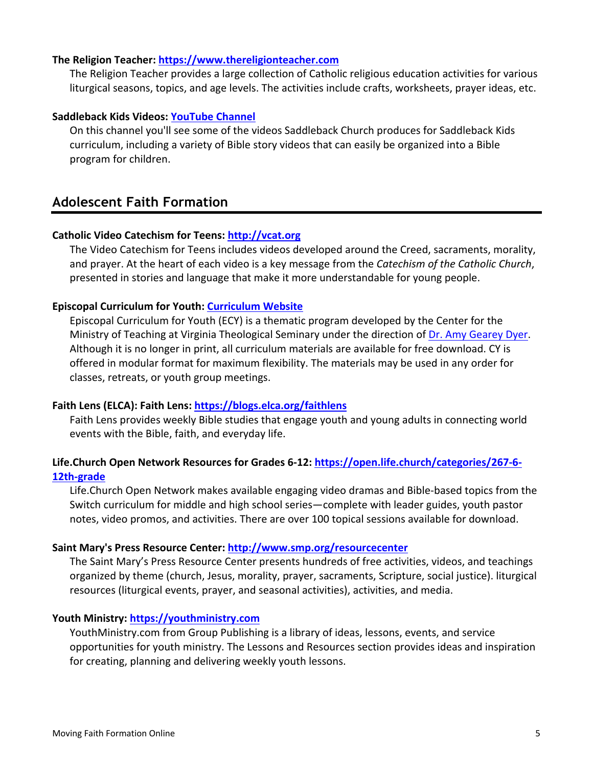**The Religion Teacher: https://www.thereligionteacher.com**

The Religion Teacher provides a large collection of Catholic religious education activities for various liturgical seasons, topics, and age levels. The activities include crafts, worksheets, prayer ideas, etc.

**Saddleback Kids Videos: YouTube Channel**

On this channel you'll see some of the videos Saddleback Church produces for Saddleback Kids curriculum, including a variety of Bible story videos that can easily be organized into a Bible program for children.

## Adolescent Faith Formation

**Catholic Video Catechism for Teens: http://vcat.org**

The Video Catechism for Teens includes videos developed around the Creed, sacraments, morality, and prayer. At the heart of each video is a key message from the *Catechism of the Catholic Church*, presented in stories and language that make it more understandable for young people.

**Episcopal Curriculum for Youth: Curriculum Website**

Episcopal Curriculum for Youth (ECY) is a thematic program developed by the Center for the Ministry of Teaching at Virginia Theological Seminary under the direction of Dr. Amy Gearey Dyer. Although it is no longer in print, all curriculum materials are available for free download. CY is offered in modular format for maximum flexibility. The materials may be used in any order for classes, retreats, or youth group meetings.

**Faith Lens (ELCA): Faith Lens: https://blogs.elca.org/faithlens**

Faith Lens provides weekly Bible studies that engage youth and young adults in connecting world events with the Bible, faith, and everyday life.

**Life.Church Open Network Resources for Grades 6-12: https://open.life.church/categories/267-6-12th-grade**

Life.Church Open Network makes available engaging video dramas and Bible-based topics from the Switch curriculum for middle and high school series—complete with leader guides, youth pastor notes, video promos, and activities. There are over 100 topical sessions available for download.

**Saint Mary's Press Resource Center: http://www.smp.org/resourcecenter**

The Saint Mary's Press Resource Center presents hundreds of free activities, videos, and teachings organized by theme (church, Jesus, morality, prayer, sacraments, Scripture, social justice). liturgical resources (liturgical events, prayer, and seasonal activities), activities, and media.

**Youth Ministry: https://youthministry.com**

YouthMinistry.com from Group Publishing is a library of ideas, lessons, events, and service opportunities for youth ministry. The Lessons and Resources section provides ideas and inspiration for creating, planning and delivering weekly youth lessons.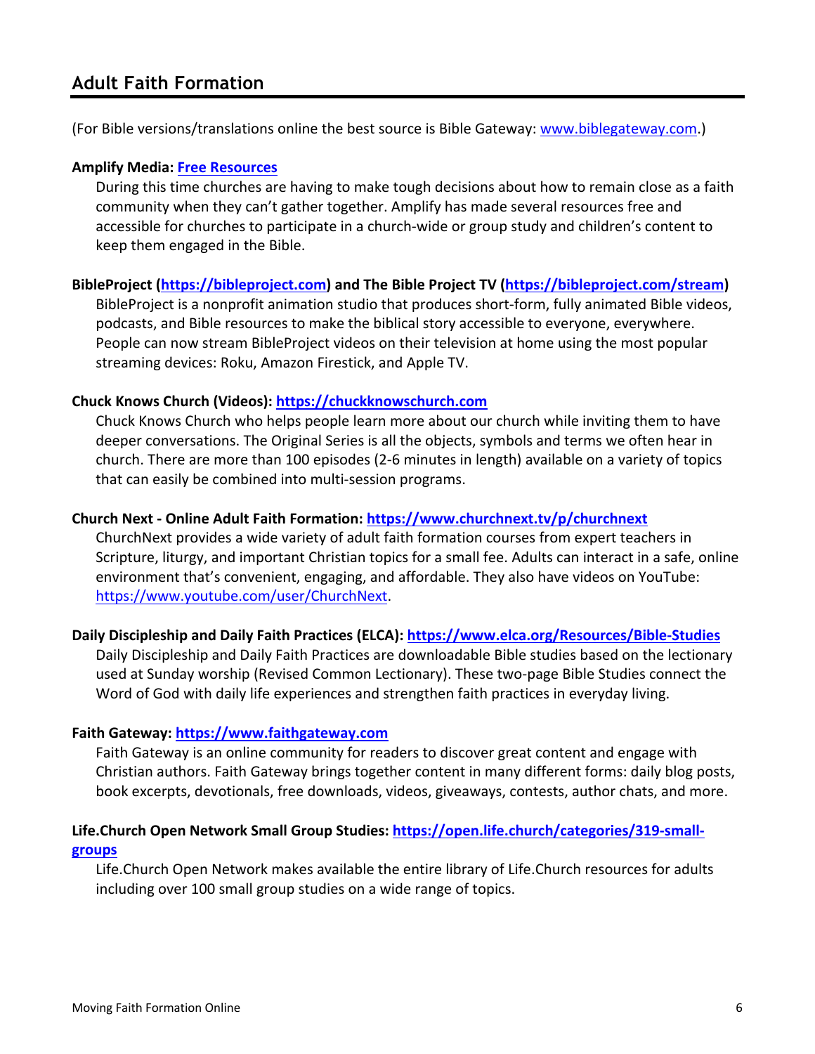## Adult Faith Formation

(For Bible versions/translations online the best source is Bible Gateway: www.biblegateway.com.)

**Amplify Media: Free Resources**

During this time churches are having to make tough decisions about how to remain close as a faith community when they can't gather together. Amplify has made several resources free and accessible for churches to participate in a church-wide or group study and children's content to keep them engaged in the Bible.

**BibleProject (https://bibleproject.com) and The Bible Project TV (https://bibleproject.com/stream)**

BibleProject is a nonprofit animation studio that produces short-form, fully animated Bible videos, podcasts, and Bible resources to make the biblical story accessible to everyone, everywhere. People can now stream BibleProject videos on their television at home using the most popular streaming devices: Roku, Amazon Firestick, and Apple TV.

**Chuck Knows Church (Videos): https://chuckknowschurch.com**

Chuck Knows Church who helps people learn more about our church while inviting them to have deeper conversations. The Original Series is all the objects, symbols and terms we often hear in church. There are more than 100 episodes (2-6 minutes in length) available on a variety of topics that can easily be combined into multi-session programs.

**Church Next - Online Adult Faith Formation: https://www.churchnext.tv/p/churchnext**

ChurchNext provides a wide variety of adult faith formation courses from expert teachers in Scripture, liturgy, and important Christian topics for a small fee. Adults can interact in a safe, online environment that's convenient, engaging, and affordable. They also have videos on YouTube: https://www.youtube.com/user/ChurchNext.

**Daily Discipleship and Daily Faith Practices (ELCA): https://www.elca.org/Resources/Bible-Studies**

Daily Discipleship and Daily Faith Practices are downloadable Bible studies based on the lectionary used at Sunday worship (Revised Common Lectionary). These two-page Bible Studies connect the Word of God with daily life experiences and strengthen faith practices in everyday living.

**Faith Gateway: https://www.faithgateway.com**

Faith Gateway is an online community for readers to discover great content and engage with Christian authors. Faith Gateway brings together content in many different forms: daily blog posts, book excerpts, devotionals, free downloads, videos, giveaways, contests, author chats, and more.

**Life.Church Open Network Small Group Studies: https://open.life.church/categories/319-small-groups**

Life.Church Open Network makes available the entire library of Life.Church resources for adults including over 100 small group studies on a wide range of topics.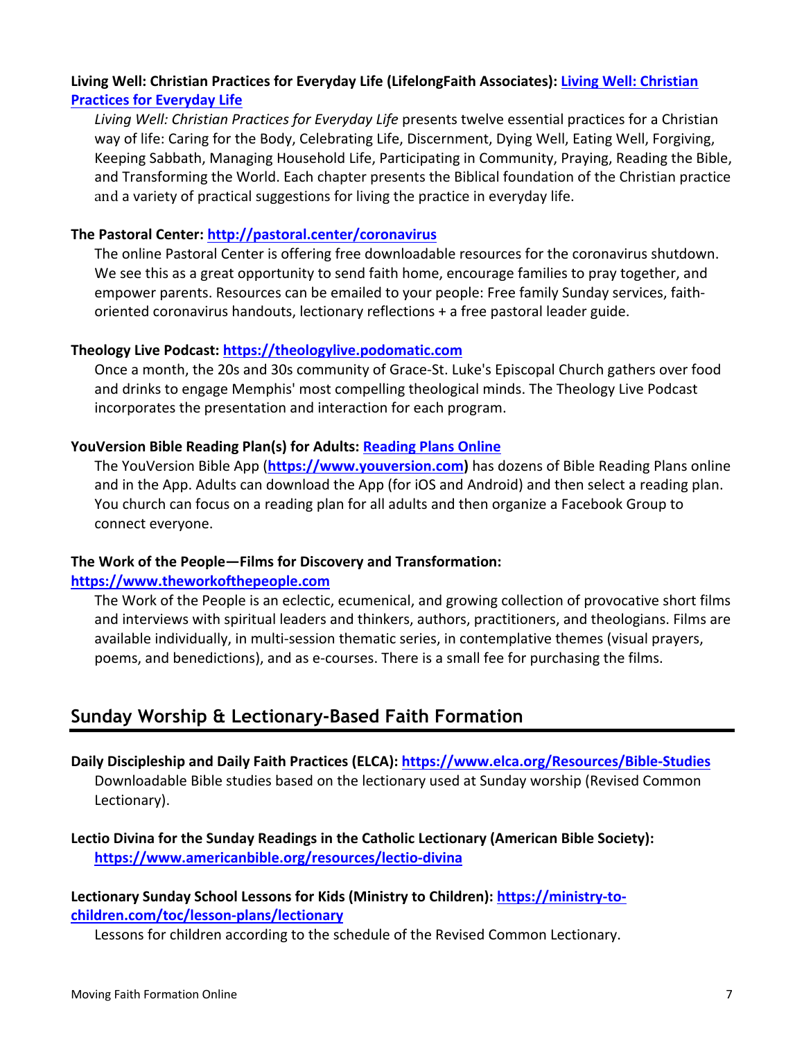**Living Well: Christian Practices for Everyday Life (LifelongFaith Associates): [Living Well: Christian Practices for Everyday Life]**

*Living Well: Christian Practices for Everyday Life* presents twelve essential practices for a Christian way of life: Caring for the Body, Celebrating Life, Discernment, Dying Well, Eating Well, Forgiving, Keeping Sabbath, Managing Household Life, Participating in Community, Praying, Reading the Bible, and Transforming the World. Each chapter presents the Biblical foundation of the Christian practice and a variety of practical suggestions for living the practice in everyday life.

**The Pastoral Center: http://pastoral.center/coronavirus**

The online Pastoral Center is offering free downloadable resources for the coronavirus shutdown. We see this as a great opportunity to send faith home, encourage families to pray together, and empower parents. Resources can be emailed to your people: Free family Sunday services, faith-oriented coronavirus handouts, lectionary reflections + a free pastoral leader guide.

**Theology Live Podcast: https://theologylive.podomatic.com**

Once a month, the 20s and 30s community of Grace-St. Luke's Episcopal Church gathers over food and drinks to engage Memphis' most compelling theological minds. The Theology Live Podcast incorporates the presentation and interaction for each program.

**YouVersion Bible Reading Plan(s) for Adults: Reading Plans Online**

The YouVersion Bible App (**https://www.youversion.com**) has dozens of Bible Reading Plans online and in the App. Adults can download the App (for iOS and Android) and then select a reading plan. You church can focus on a reading plan for all adults and then organize a Facebook Group to connect everyone.

**The Work of the People—Films for Discovery and Transformation: https://www.theworkofthepeople.com**

The Work of the People is an eclectic, ecumenical, and growing collection of provocative short films and interviews with spiritual leaders and thinkers, authors, practitioners, and theologians. Films are available individually, in multi-session thematic series, in contemplative themes (visual prayers, poems, and benedictions), and as e-courses. There is a small fee for purchasing the films.

## Sunday Worship & Lectionary-Based Faith Formation

**Daily Discipleship and Daily Faith Practices (ELCA): https://www.elca.org/Resources/Bible-Studies**

Downloadable Bible studies based on the lectionary used at Sunday worship (Revised Common Lectionary).

**Lectio Divina for the Sunday Readings in the Catholic Lectionary (American Bible Society): https://www.americanbible.org/resources/lectio-divina**

**Lectionary Sunday School Lessons for Kids (Ministry to Children): https://ministry-to-children.com/toc/lesson-plans/lectionary**

Lessons for children according to the schedule of the Revised Common Lectionary.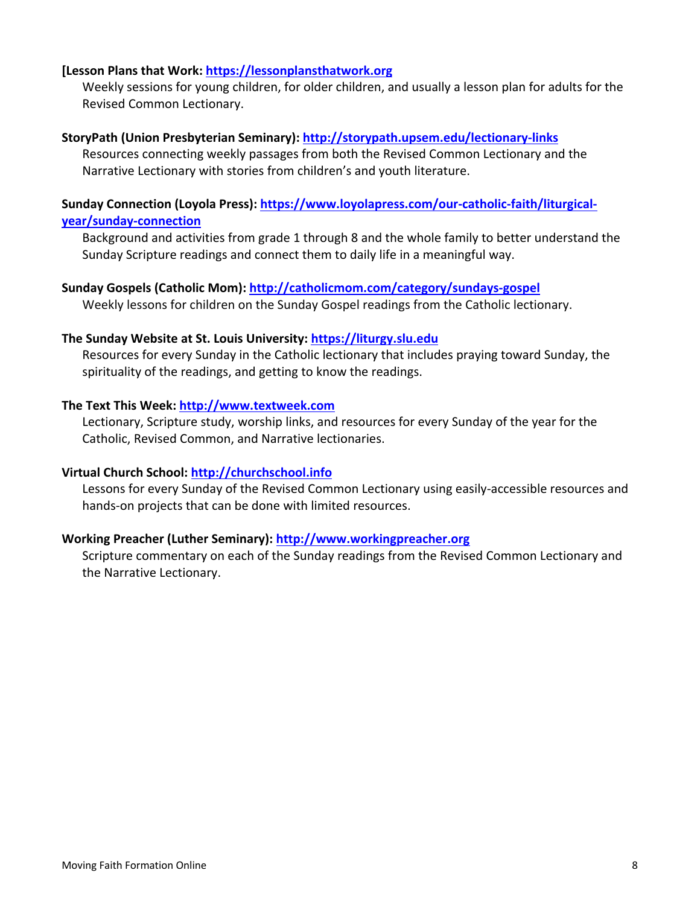**[Lesson Plans that Work: https://lessonplansthatwork.org**

Weekly sessions for young children, for older children, and usually a lesson plan for adults for the Revised Common Lectionary.

**StoryPath (Union Presbyterian Seminary): http://storypath.upsem.edu/lectionary-links**

Resources connecting weekly passages from both the Revised Common Lectionary and the Narrative Lectionary with stories from children's and youth literature.

**Sunday Connection (Loyola Press): https://www.loyolapress.com/our-catholic-faith/liturgical-year/sunday-connection**

Background and activities from grade 1 through 8 and the whole family to better understand the Sunday Scripture readings and connect them to daily life in a meaningful way.

**Sunday Gospels (Catholic Mom): http://catholicmom.com/category/sundays-gospel**

Weekly lessons for children on the Sunday Gospel readings from the Catholic lectionary.

**The Sunday Website at St. Louis University: https://liturgy.slu.edu**

Resources for every Sunday in the Catholic lectionary that includes praying toward Sunday, the spirituality of the readings, and getting to know the readings.

**The Text This Week: http://www.textweek.com**

Lectionary, Scripture study, worship links, and resources for every Sunday of the year for the Catholic, Revised Common, and Narrative lectionaries.

**Virtual Church School: http://churchschool.info**

Lessons for every Sunday of the Revised Common Lectionary using easily-accessible resources and hands-on projects that can be done with limited resources.

**Working Preacher (Luther Seminary): http://www.workingpreacher.org**

Scripture commentary on each of the Sunday readings from the Revised Common Lectionary and the Narrative Lectionary.